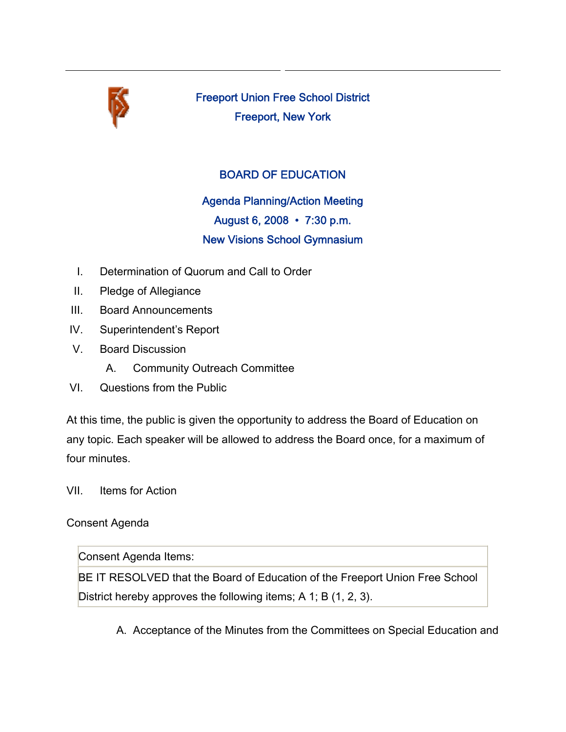Freeport Union Free School District

Freeport, New York

## BOARD OF EDUCATION

### Agenda Planning/Action Meeting

August 6, 2008 • 7:30 p.m.

New Visions School Gymnasium

I. Determination of Quorum and Call to Order

II. Pledge of Allegiance

III. Board Announcements

IV. Superintendent's Report

V. Board Discussion

   A. Community Outreach Committee

VI. Questions from the Public

At this time, the public is given the opportunity to address the Board of Education on any topic. Each speaker will be allowed to address the Board once, for a maximum of four minutes.

VII. Items for Action

Consent Agenda

| Consent Agenda Items: |
| --- |
| BE IT RESOLVED that the Board of Education of the Freeport Union Free School District hereby approves the following items; A 1; B (1, 2, 3). |

A. Acceptance of the Minutes from the Committees on Special Education and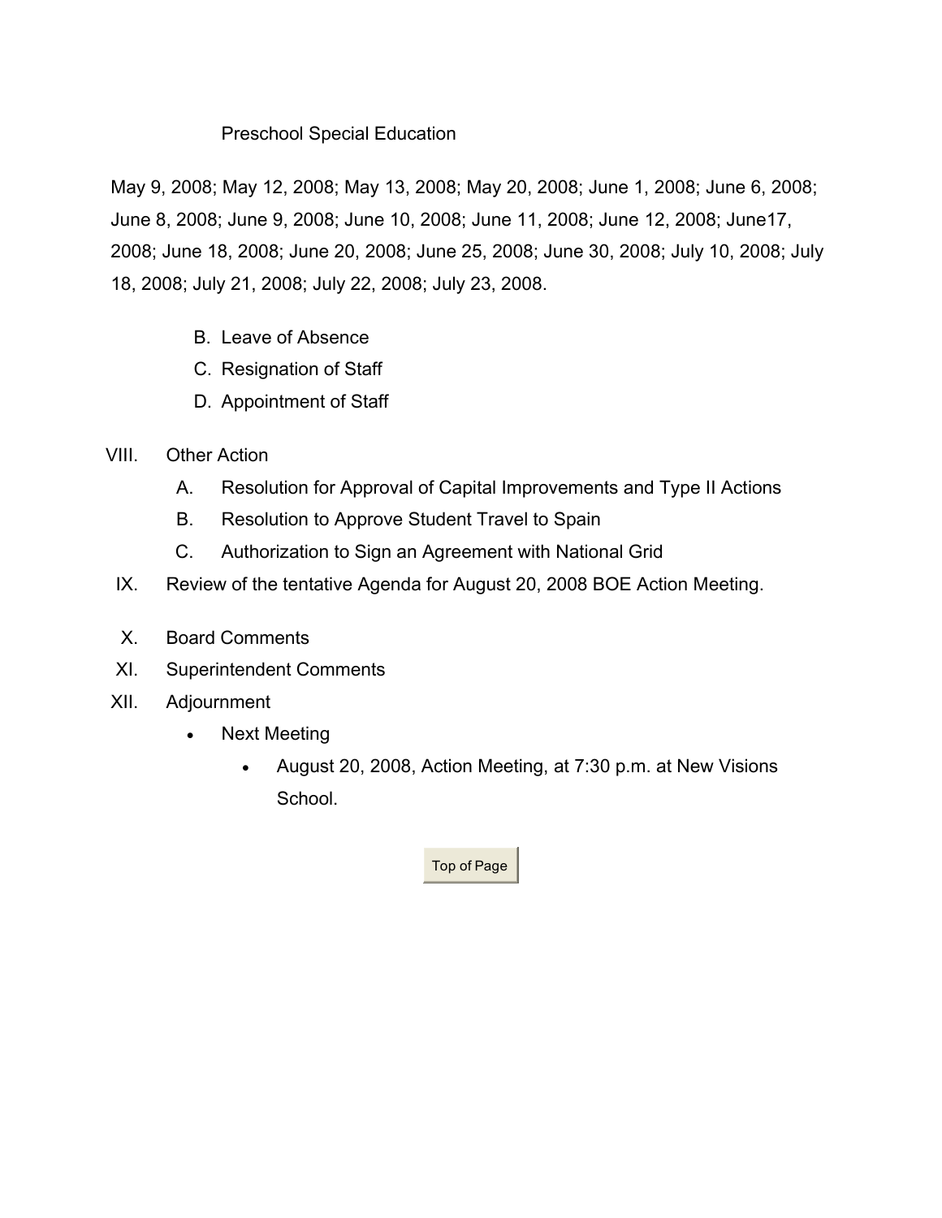Preschool Special Education

May 9, 2008; May 12, 2008; May 13, 2008; May 20, 2008; June 1, 2008; June 6, 2008; June 8, 2008; June 9, 2008; June 10, 2008; June 11, 2008; June 12, 2008; June17, 2008; June 18, 2008; June 20, 2008; June 25, 2008; June 30, 2008; July 10, 2008; July 18, 2008; July 21, 2008; July 22, 2008; July 23, 2008.

B. Leave of Absence
C. Resignation of Staff
D. Appointment of Staff

VIII. Other Action

A. Resolution for Approval of Capital Improvements and Type II Actions
B. Resolution to Approve Student Travel to Spain
C. Authorization to Sign an Agreement with National Grid

IX. Review of the tentative Agenda for August 20, 2008 BOE Action Meeting.

X. Board Comments

XI. Superintendent Comments

XII. Adjournment

- Next Meeting
  - August 20, 2008, Action Meeting, at 7:30 p.m. at New Visions School.

Top of Page